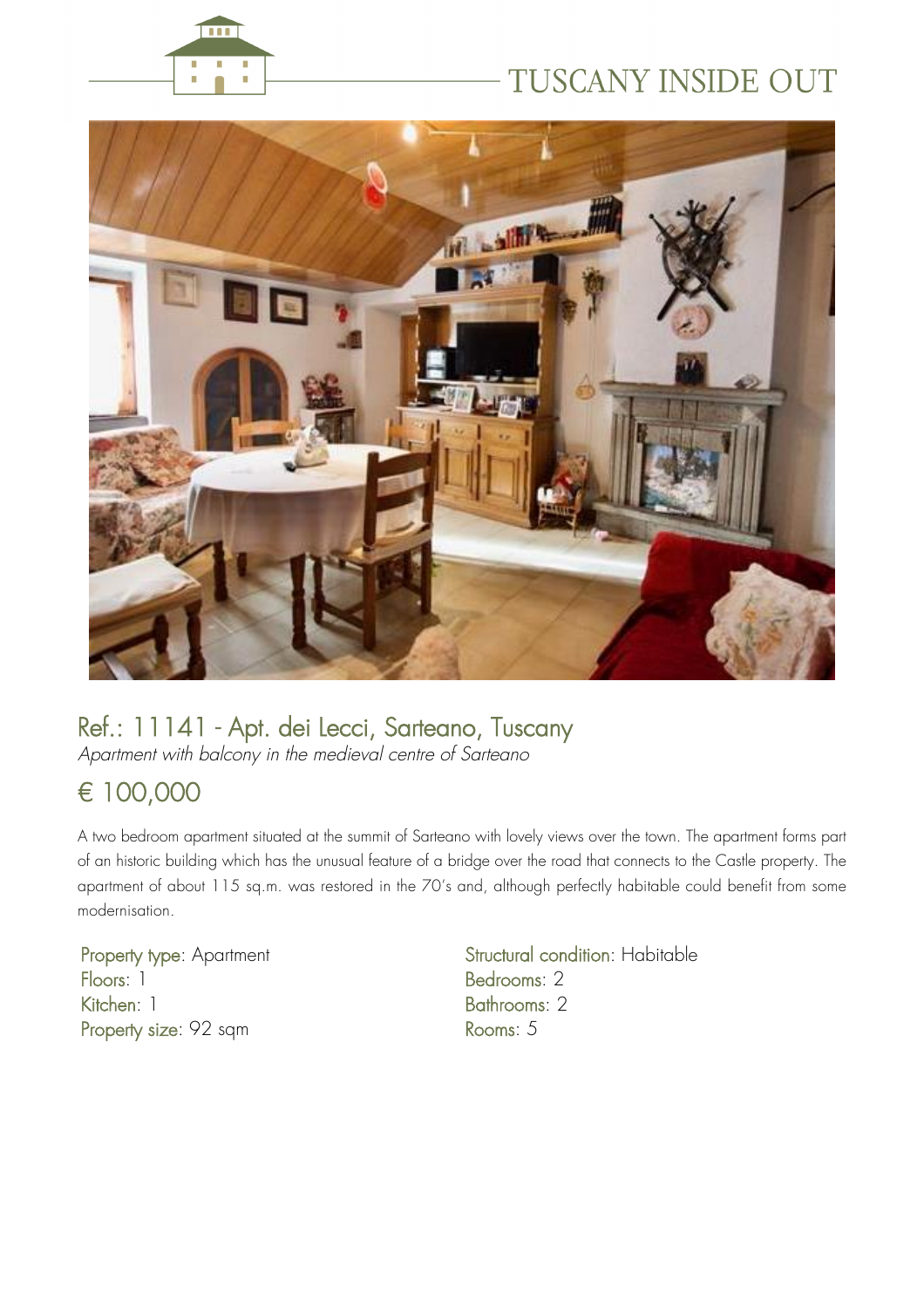TUSCANY INSIDE OUT

## Ref.: 11141 - Apt. dei Lecci, Sarteano, Tuscany

*Apartment with balcony in the medieval centre of Sarteano*

## € 100,000

A two bedroom apartment situated at the summit of Sarteano with lovely views over the town. The apartment forms part of an historic building which has the unusual feature of a bridge over the road that connects to the Castle property. The apartment of about 115 sq.m. was restored in the 70's and, although perfectly habitable could benefit from some modernisation.

Property type: Apartment
Floors: 1
Kitchen: 1
Property size: 92 sqm

Structural condition: Habitable
Bedrooms: 2
Bathrooms: 2
Rooms: 5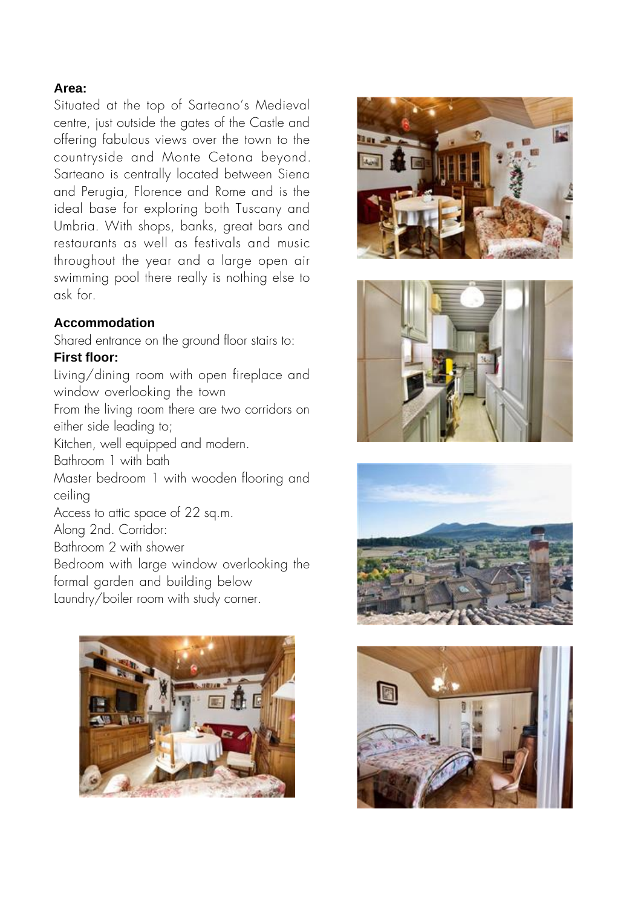**Area:**

Situated at the top of Sarteano's Medieval centre, just outside the gates of the Castle and offering fabulous views over the town to the countryside and Monte Cetona beyond. Sarteano is centrally located between Siena and Perugia, Florence and Rome and is the ideal base for exploring both Tuscany and Umbria. With shops, banks, great bars and restaurants as well as festivals and music throughout the year and a large open air swimming pool there really is nothing else to ask for.

**Accommodation**

Shared entrance on the ground floor stairs to:

**First floor:**

Living/dining room with open fireplace and window overlooking the town

From the living room there are two corridors on either side leading to;

Kitchen, well equipped and modern.

Bathroom 1 with bath

Master bedroom 1 with wooden flooring and ceiling

Access to attic space of 22 sq.m.

Along 2nd. Corridor:

Bathroom 2 with shower

Bedroom with large window overlooking the formal garden and building below

Laundry/boiler room with study corner.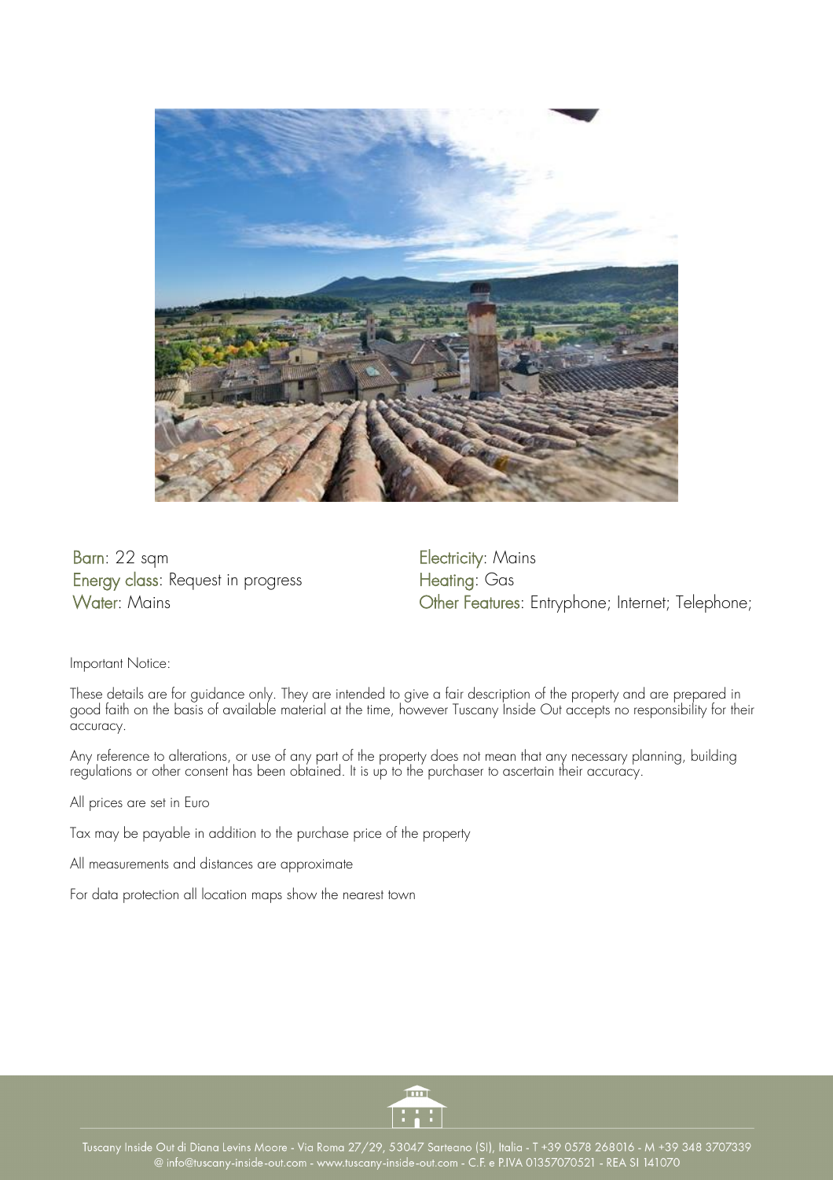Barn: 22 sqm
Energy class: Request in progress
Water: Mains

Electricity: Mains
Heating: Gas
Other Features: Entryphone; Internet; Telephone;

Important Notice:

These details are for guidance only. They are intended to give a fair description of the property and are prepared in good faith on the basis of available material at the time, however Tuscany Inside Out accepts no responsibility for their accuracy.

Any reference to alterations, or use of any part of the property does not mean that any necessary planning, building regulations or other consent has been obtained. It is up to the purchaser to ascertain their accuracy.

All prices are set in Euro

Tax may be payable in addition to the purchase price of the property

All measurements and distances are approximate

For data protection all location maps show the nearest town